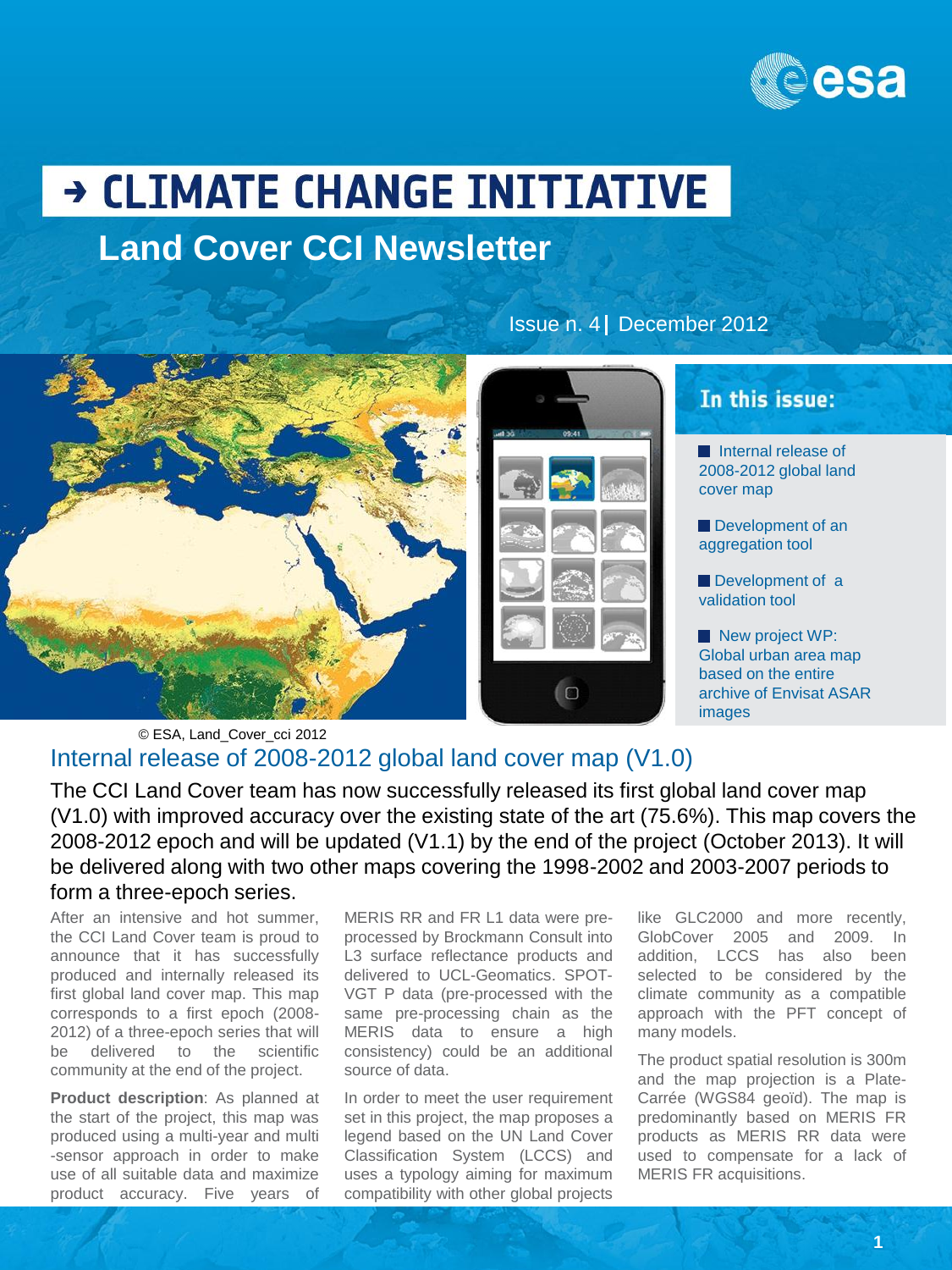# → CLIMATE CHANGE INITIATIVE

## Land Cover CCI Newsletter

Issue n. 4 | December 2012

**In this issue:**

- Internal release of 2008-2012 global land cover map
- Development of an aggregation tool
- Development of a validation tool
- New project WP: Global urban area map based on the entire archive of Envisat ASAR images

© ESA, Land_Cover_cci 2012

## Internal release of 2008-2012 global land cover map (V1.0)

The CCI Land Cover team has now successfully released its first global land cover map (V1.0) with improved accuracy over the existing state of the art (75.6%). This map covers the 2008-2012 epoch and will be updated (V1.1) by the end of the project (October 2013). It will be delivered along with two other maps covering the 1998-2002 and 2003-2007 periods to form a three-epoch series.

After an intensive and hot summer, the CCI Land Cover team is proud to announce that it has successfully produced and internally released its first global land cover map. This map corresponds to a first epoch (2008-2012) of a three-epoch series that will be delivered to the scientific community at the end of the project.

**Product description**: As planned at the start of the project, this map was produced using a multi-year and multi-sensor approach in order to make use of all suitable data and maximize product accuracy. Five years of MERIS RR and FR L1 data were pre-processed by Brockmann Consult into L3 surface reflectance products and delivered to UCL-Geomatics. SPOT-VGT P data (pre-processed with the same pre-processing chain as the MERIS data to ensure a high consistency) could be an additional source of data.

In order to meet the user requirement set in this project, the map proposes a legend based on the UN Land Cover Classification System (LCCS) and uses a typology aiming for maximum compatibility with other global projects like GLC2000 and more recently, GlobCover 2005 and 2009. In addition, LCCS has also been selected to be considered by the climate community as a compatible approach with the PFT concept of many models.

The product spatial resolution is 300m and the map projection is a Plate-Carrée (WGS84 geoïd). The map is predominantly based on MERIS FR products as MERIS RR data were used to compensate for a lack of MERIS FR acquisitions.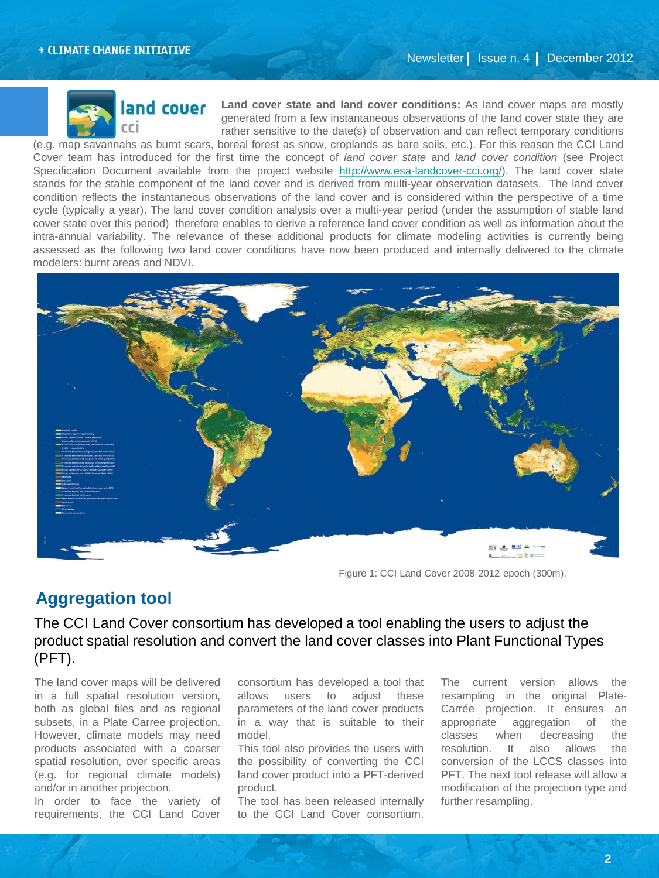**Land cover state and land cover conditions:** As land cover maps are mostly generated from a few instantaneous observations of the land cover state they are rather sensitive to the date(s) of observation and can reflect temporary conditions (e.g. map savannahs as burnt scars, boreal forest as snow, croplands as bare soils, etc.). For this reason the CCI Land Cover team has introduced for the first time the concept of *land cover state* and *land cover condition* (see Project Specification Document available from the project website http://www.esa-landcover-cci.org/). The land cover state stands for the stable component of the land cover and is derived from multi-year observation datasets. The land cover condition reflects the instantaneous observations of the land cover and is considered within the perspective of a time cycle (typically a year). The land cover condition analysis over a multi-year period (under the assumption of stable land cover state over this period) therefore enables to derive a reference land cover condition as well as information about the intra-annual variability. The relevance of these additional products for climate modeling activities is currently being assessed as the following two land cover conditions have now been produced and internally delivered to the climate modelers: burnt areas and NDVI.

Figure 1: CCI Land Cover 2008-2012 epoch (300m).

## Aggregation tool

The CCI Land Cover consortium has developed a tool enabling the users to adjust the product spatial resolution and convert the land cover classes into Plant Functional Types (PFT).

The land cover maps will be delivered in a full spatial resolution version, both as global files and as regional subsets, in a Plate Carree projection. However, climate models may need products associated with a coarser spatial resolution, over specific areas (e.g. for regional climate models) and/or in another projection.

In order to face the variety of requirements, the CCI Land Cover consortium has developed a tool that allows users to adjust these parameters of the land cover products in a way that is suitable to their model.

This tool also provides the users with the possibility of converting the CCI land cover product into a PFT-derived product.

The tool has been released internally to the CCI Land Cover consortium.

The current version allows the resampling in the original Plate-Carrée projection. It ensures an appropriate aggregation of the classes when decreasing the resolution. It also allows the conversion of the LCCS classes into PFT. The next tool release will allow a modification of the projection type and further resampling.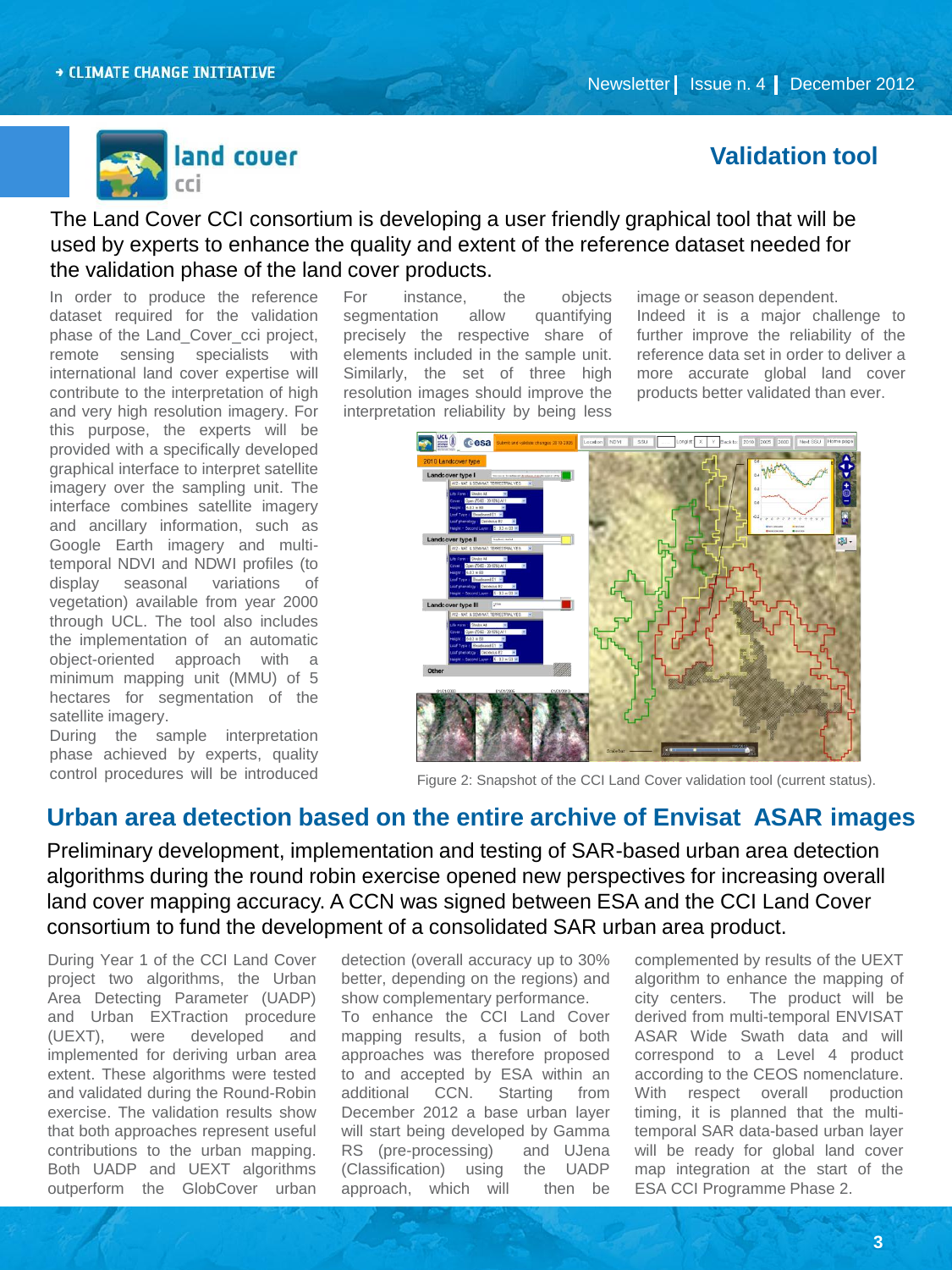## Validation tool

The Land Cover CCI consortium is developing a user friendly graphical tool that will be used by experts to enhance the quality and extent of the reference dataset needed for the validation phase of the land cover products.

In order to produce the reference dataset required for the validation phase of the Land_Cover_cci project, remote sensing specialists with international land cover expertise will contribute to the interpretation of high and very high resolution imagery. For this purpose, the experts will be provided with a specifically developed graphical interface to interpret satellite imagery over the sampling unit. The interface combines satellite imagery and ancillary information, such as Google Earth imagery and multi-temporal NDVI and NDWI profiles (to display seasonal variations of vegetation) available from year 2000 through UCL. The tool also includes the implementation of an automatic object-oriented approach with a minimum mapping unit (MMU) of 5 hectares for segmentation of the satellite imagery.

During the sample interpretation phase achieved by experts, quality control procedures will be introduced For instance, the objects segmentation allow quantifying precisely the respective share of elements included in the sample unit. Similarly, the set of three high resolution images should improve the interpretation reliability by being less image or season dependent.

Indeed it is a major challenge to further improve the reliability of the reference data set in order to deliver a more accurate global land cover products better validated than ever.

Figure 2: Snapshot of the CCI Land Cover validation tool (current status).

## Urban area detection based on the entire archive of Envisat ASAR images

Preliminary development, implementation and testing of SAR-based urban area detection algorithms during the round robin exercise opened new perspectives for increasing overall land cover mapping accuracy. A CCN was signed between ESA and the CCI Land Cover consortium to fund the development of a consolidated SAR urban area product.

During Year 1 of the CCI Land Cover project two algorithms, the Urban Area Detecting Parameter (UADP) and Urban EXTraction procedure (UEXT), were developed and implemented for deriving urban area extent. These algorithms were tested and validated during the Round-Robin exercise. The validation results show that both approaches represent useful contributions to the urban mapping. Both UADP and UEXT algorithms outperform the GlobCover urban detection (overall accuracy up to 30% better, depending on the regions) and show complementary performance.

To enhance the CCI Land Cover mapping results, a fusion of both approaches was therefore proposed to and accepted by ESA within an additional CCN. Starting from December 2012 a base urban layer will start being developed by Gamma RS (pre-processing) and UJena (Classification) using the UADP approach, which will then be complemented by results of the UEXT algorithm to enhance the mapping of city centers. The product will be derived from multi-temporal ENVISAT ASAR Wide Swath data and will correspond to a Level 4 product according to the CEOS nomenclature.

With respect overall production timing, it is planned that the multi-temporal SAR data-based urban layer will be ready for global land cover map integration at the start of the ESA CCI Programme Phase 2.